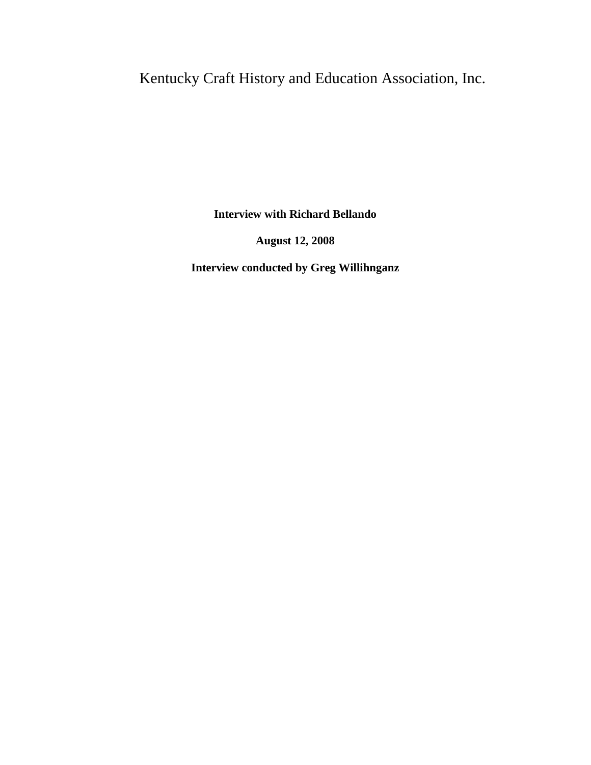# Kentucky Craft History and Education Association, Inc.

**Interview with Richard Bellando**

**August 12, 2008**

**Interview conducted by Greg Willihnganz**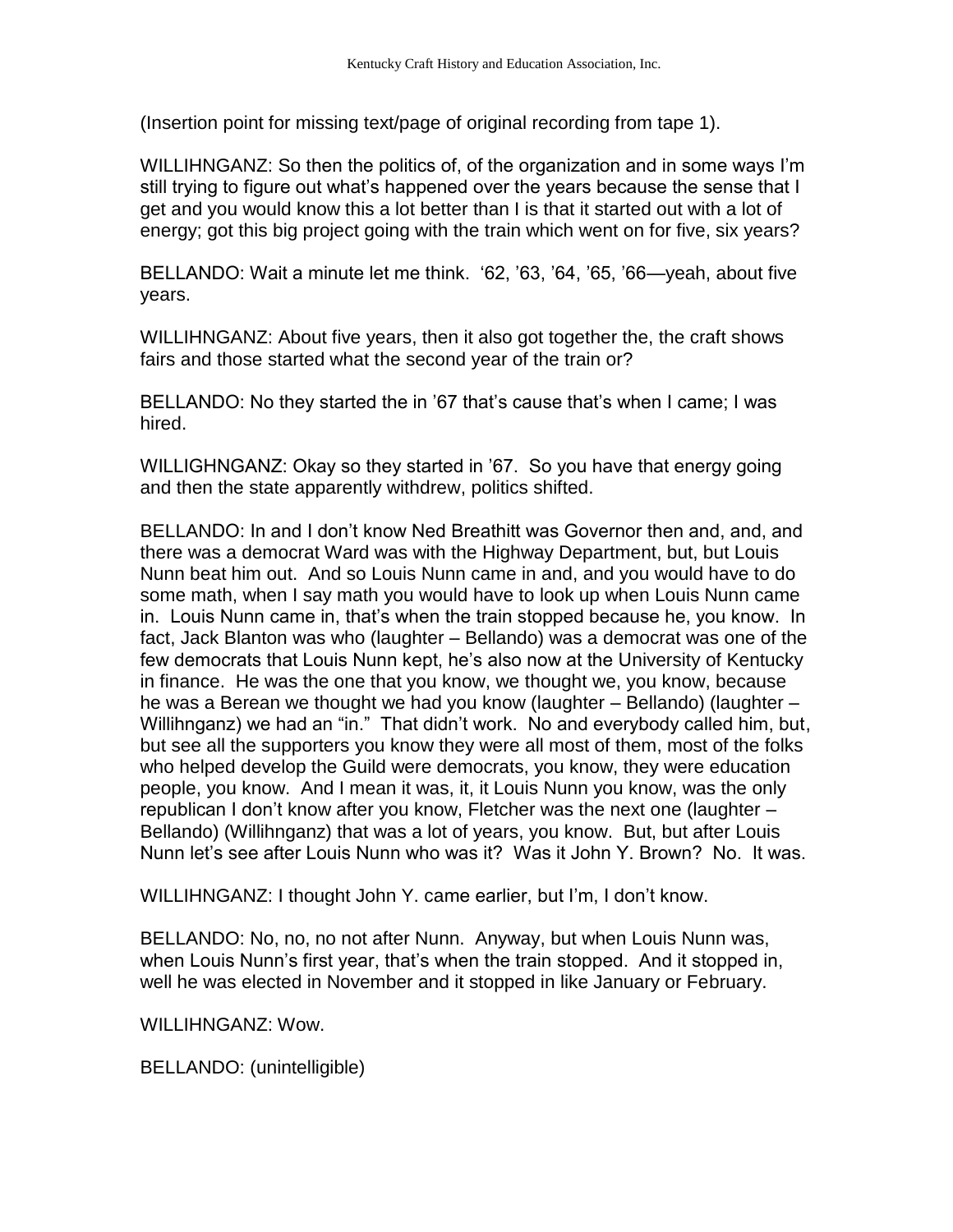(Insertion point for missing text/page of original recording from tape 1).

WILLIHNGANZ: So then the politics of, of the organization and in some ways I'm still trying to figure out what's happened over the years because the sense that I get and you would know this a lot better than I is that it started out with a lot of energy; got this big project going with the train which went on for five, six years?

BELLANDO: Wait a minute let me think. '62, '63, '64, '65, '66—yeah, about five years.

WILLIHNGANZ: About five years, then it also got together the, the craft shows fairs and those started what the second year of the train or?

BELLANDO: No they started the in '67 that's cause that's when I came; I was hired.

WILLIGHNGANZ: Okay so they started in '67. So you have that energy going and then the state apparently withdrew, politics shifted.

BELLANDO: In and I don't know Ned Breathitt was Governor then and, and, and there was a democrat Ward was with the Highway Department, but, but Louis Nunn beat him out. And so Louis Nunn came in and, and you would have to do some math, when I say math you would have to look up when Louis Nunn came in. Louis Nunn came in, that's when the train stopped because he, you know. In fact, Jack Blanton was who (laughter – Bellando) was a democrat was one of the few democrats that Louis Nunn kept, he's also now at the University of Kentucky in finance. He was the one that you know, we thought we, you know, because he was a Berean we thought we had you know (laughter – Bellando) (laughter – Willihnganz) we had an "in." That didn't work. No and everybody called him, but, but see all the supporters you know they were all most of them, most of the folks who helped develop the Guild were democrats, you know, they were education people, you know. And I mean it was, it, it Louis Nunn you know, was the only republican I don't know after you know, Fletcher was the next one (laughter – Bellando) (Willihnganz) that was a lot of years, you know. But, but after Louis Nunn let's see after Louis Nunn who was it? Was it John Y. Brown? No. It was.

WILLIHNGANZ: I thought John Y. came earlier, but I'm, I don't know.

BELLANDO: No, no, no not after Nunn. Anyway, but when Louis Nunn was, when Louis Nunn's first year, that's when the train stopped. And it stopped in, well he was elected in November and it stopped in like January or February.

WILLIHNGANZ: Wow.

BELLANDO: (unintelligible)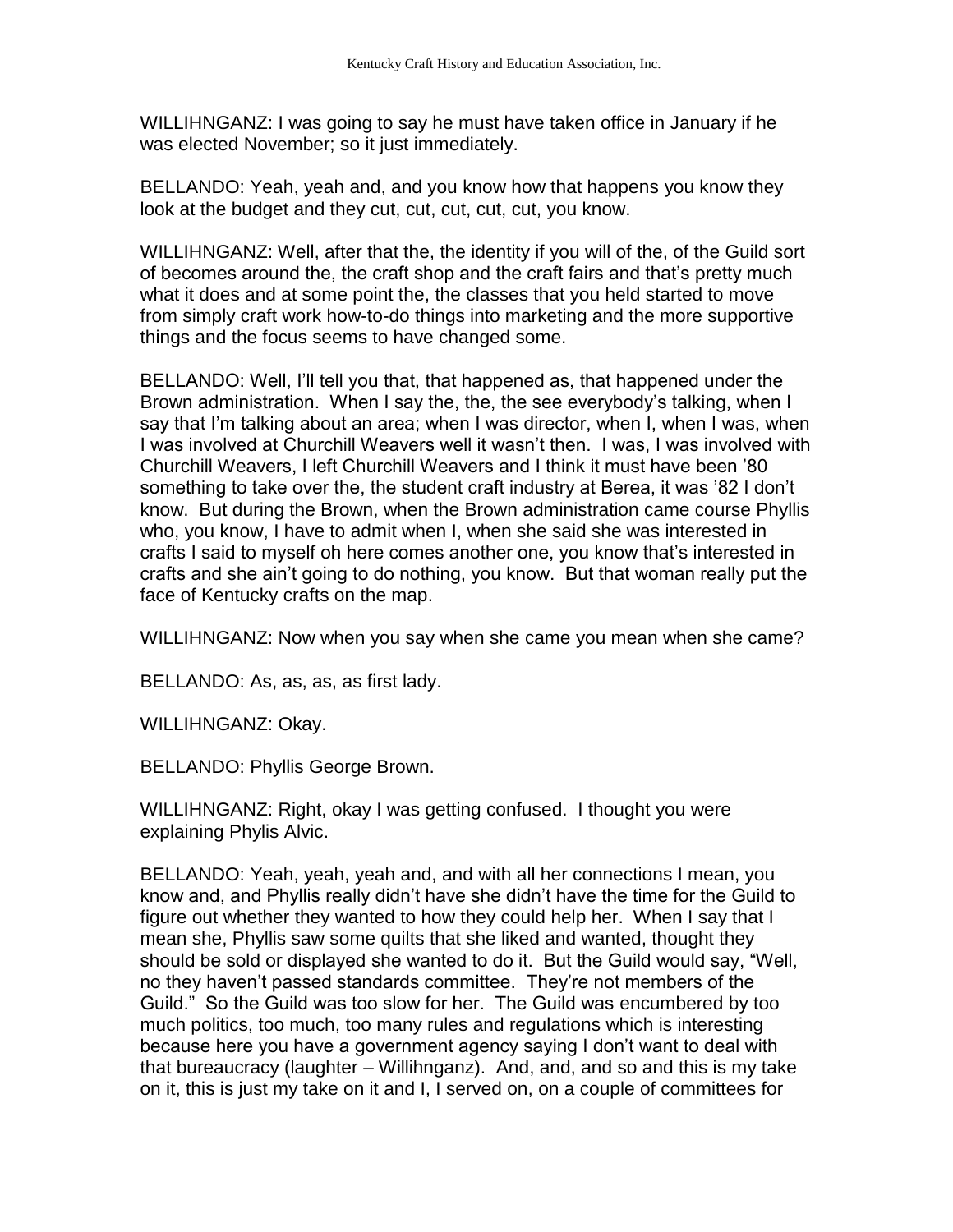WILLIHNGANZ: I was going to say he must have taken office in January if he was elected November; so it just immediately.

BELLANDO: Yeah, yeah and, and you know how that happens you know they look at the budget and they cut, cut, cut, cut, cut, you know.

WILLIHNGANZ: Well, after that the, the identity if you will of the, of the Guild sort of becomes around the, the craft shop and the craft fairs and that's pretty much what it does and at some point the, the classes that you held started to move from simply craft work how-to-do things into marketing and the more supportive things and the focus seems to have changed some.

BELLANDO: Well, I'll tell you that, that happened as, that happened under the Brown administration. When I say the, the, the see everybody's talking, when I say that I'm talking about an area; when I was director, when I, when I was, when I was involved at Churchill Weavers well it wasn't then. I was, I was involved with Churchill Weavers, I left Churchill Weavers and I think it must have been '80 something to take over the, the student craft industry at Berea, it was '82 I don't know. But during the Brown, when the Brown administration came course Phyllis who, you know, I have to admit when I, when she said she was interested in crafts I said to myself oh here comes another one, you know that's interested in crafts and she ain't going to do nothing, you know. But that woman really put the face of Kentucky crafts on the map.

WILLIHNGANZ: Now when you say when she came you mean when she came?

BELLANDO: As, as, as, as first lady.

WILLIHNGANZ: Okay.

BELLANDO: Phyllis George Brown.

WILLIHNGANZ: Right, okay I was getting confused. I thought you were explaining Phylis Alvic.

BELLANDO: Yeah, yeah, yeah and, and with all her connections I mean, you know and, and Phyllis really didn't have she didn't have the time for the Guild to figure out whether they wanted to how they could help her. When I say that I mean she, Phyllis saw some quilts that she liked and wanted, thought they should be sold or displayed she wanted to do it. But the Guild would say, "Well, no they haven't passed standards committee. They're not members of the Guild." So the Guild was too slow for her. The Guild was encumbered by too much politics, too much, too many rules and regulations which is interesting because here you have a government agency saying I don't want to deal with that bureaucracy (laughter – Willihnganz). And, and, and so and this is my take on it, this is just my take on it and I, I served on, on a couple of committees for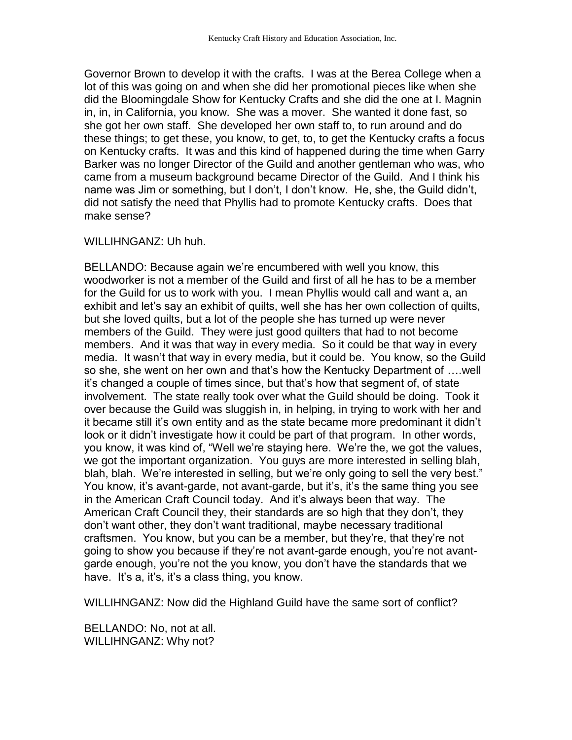Governor Brown to develop it with the crafts. I was at the Berea College when a lot of this was going on and when she did her promotional pieces like when she did the Bloomingdale Show for Kentucky Crafts and she did the one at I. Magnin in, in, in California, you know. She was a mover. She wanted it done fast, so she got her own staff. She developed her own staff to, to run around and do these things; to get these, you know, to get, to, to get the Kentucky crafts a focus on Kentucky crafts. It was and this kind of happened during the time when Garry Barker was no longer Director of the Guild and another gentleman who was, who came from a museum background became Director of the Guild. And I think his name was Jim or something, but I don't, I don't know. He, she, the Guild didn't, did not satisfy the need that Phyllis had to promote Kentucky crafts. Does that make sense?

WILLIHNGANZ: Uh huh.

BELLANDO: Because again we're encumbered with well you know, this woodworker is not a member of the Guild and first of all he has to be a member for the Guild for us to work with you. I mean Phyllis would call and want a, an exhibit and let's say an exhibit of quilts, well she has her own collection of quilts, but she loved quilts, but a lot of the people she has turned up were never members of the Guild. They were just good quilters that had to not become members. And it was that way in every media. So it could be that way in every media. It wasn't that way in every media, but it could be. You know, so the Guild so she, she went on her own and that's how the Kentucky Department of ….well it's changed a couple of times since, but that's how that segment of, of state involvement. The state really took over what the Guild should be doing. Took it over because the Guild was sluggish in, in helping, in trying to work with her and it became still it's own entity and as the state became more predominant it didn't look or it didn't investigate how it could be part of that program. In other words, you know, it was kind of, "Well we're staying here. We're the, we got the values, we got the important organization. You guys are more interested in selling blah, blah, blah. We're interested in selling, but we're only going to sell the very best." You know, it's avant-garde, not avant-garde, but it's, it's the same thing you see in the American Craft Council today. And it's always been that way. The American Craft Council they, their standards are so high that they don't, they don't want other, they don't want traditional, maybe necessary traditional craftsmen. You know, but you can be a member, but they're, that they're not going to show you because if they're not avant-garde enough, you're not avant-garde enough, you're not the you know, you don't have the standards that we have. It's a, it's, it's a class thing, you know.

WILLIHNGANZ: Now did the Highland Guild have the same sort of conflict?

BELLANDO: No, not at all.
WILLIHNGANZ: Why not?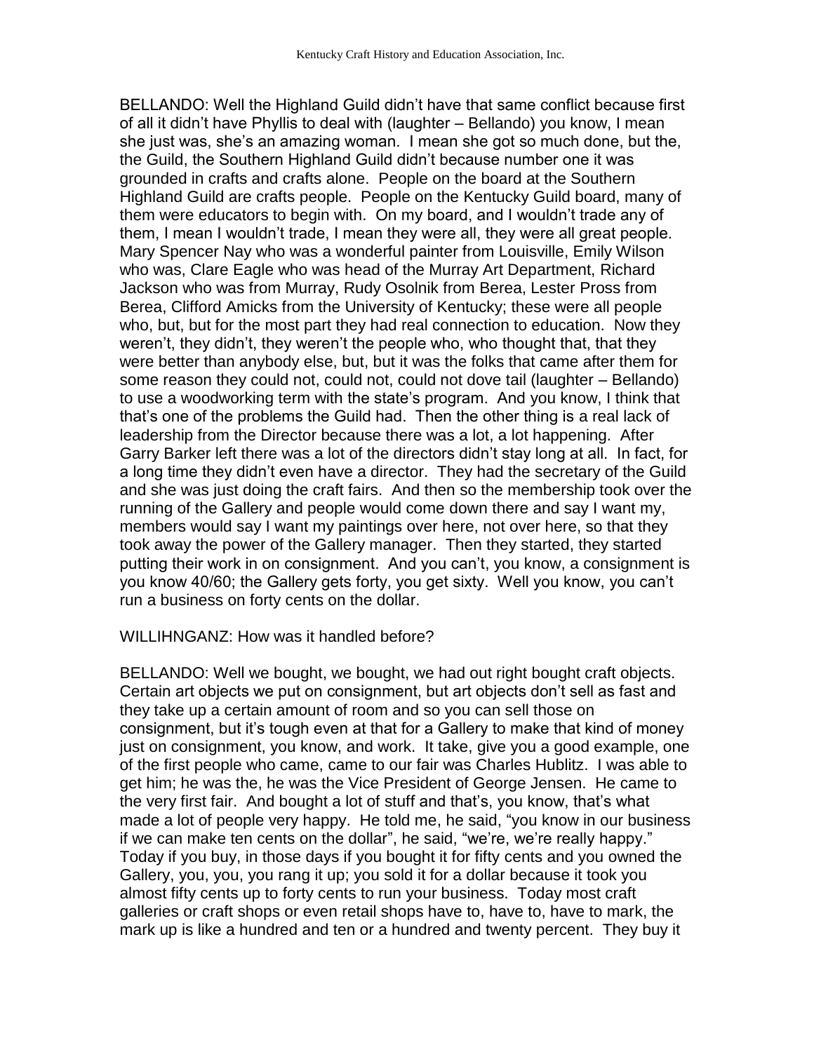BELLANDO: Well the Highland Guild didn't have that same conflict because first of all it didn't have Phyllis to deal with (laughter – Bellando) you know, I mean she just was, she's an amazing woman. I mean she got so much done, but the, the Guild, the Southern Highland Guild didn't because number one it was grounded in crafts and crafts alone. People on the board at the Southern Highland Guild are crafts people. People on the Kentucky Guild board, many of them were educators to begin with. On my board, and I wouldn't trade any of them, I mean I wouldn't trade, I mean they were all, they were all great people. Mary Spencer Nay who was a wonderful painter from Louisville, Emily Wilson who was, Clare Eagle who was head of the Murray Art Department, Richard Jackson who was from Murray, Rudy Osolnik from Berea, Lester Pross from Berea, Clifford Amicks from the University of Kentucky; these were all people who, but, but for the most part they had real connection to education. Now they weren't, they didn't, they weren't the people who, who thought that, that they were better than anybody else, but, but it was the folks that came after them for some reason they could not, could not, could not dove tail (laughter – Bellando) to use a woodworking term with the state's program. And you know, I think that that's one of the problems the Guild had. Then the other thing is a real lack of leadership from the Director because there was a lot, a lot happening. After Garry Barker left there was a lot of the directors didn't stay long at all. In fact, for a long time they didn't even have a director. They had the secretary of the Guild and she was just doing the craft fairs. And then so the membership took over the running of the Gallery and people would come down there and say I want my, members would say I want my paintings over here, not over here, so that they took away the power of the Gallery manager. Then they started, they started putting their work in on consignment. And you can't, you know, a consignment is you know 40/60; the Gallery gets forty, you get sixty. Well you know, you can't run a business on forty cents on the dollar.

WILLIHNGANZ: How was it handled before?

BELLANDO: Well we bought, we bought, we had out right bought craft objects. Certain art objects we put on consignment, but art objects don't sell as fast and they take up a certain amount of room and so you can sell those on consignment, but it's tough even at that for a Gallery to make that kind of money just on consignment, you know, and work. It take, give you a good example, one of the first people who came, came to our fair was Charles Hublitz. I was able to get him; he was the, he was the Vice President of George Jensen. He came to the very first fair. And bought a lot of stuff and that's, you know, that's what made a lot of people very happy. He told me, he said, "you know in our business if we can make ten cents on the dollar", he said, "we're, we're really happy." Today if you buy, in those days if you bought it for fifty cents and you owned the Gallery, you, you, you rang it up; you sold it for a dollar because it took you almost fifty cents up to forty cents to run your business. Today most craft galleries or craft shops or even retail shops have to, have to, have to mark, the mark up is like a hundred and ten or a hundred and twenty percent. They buy it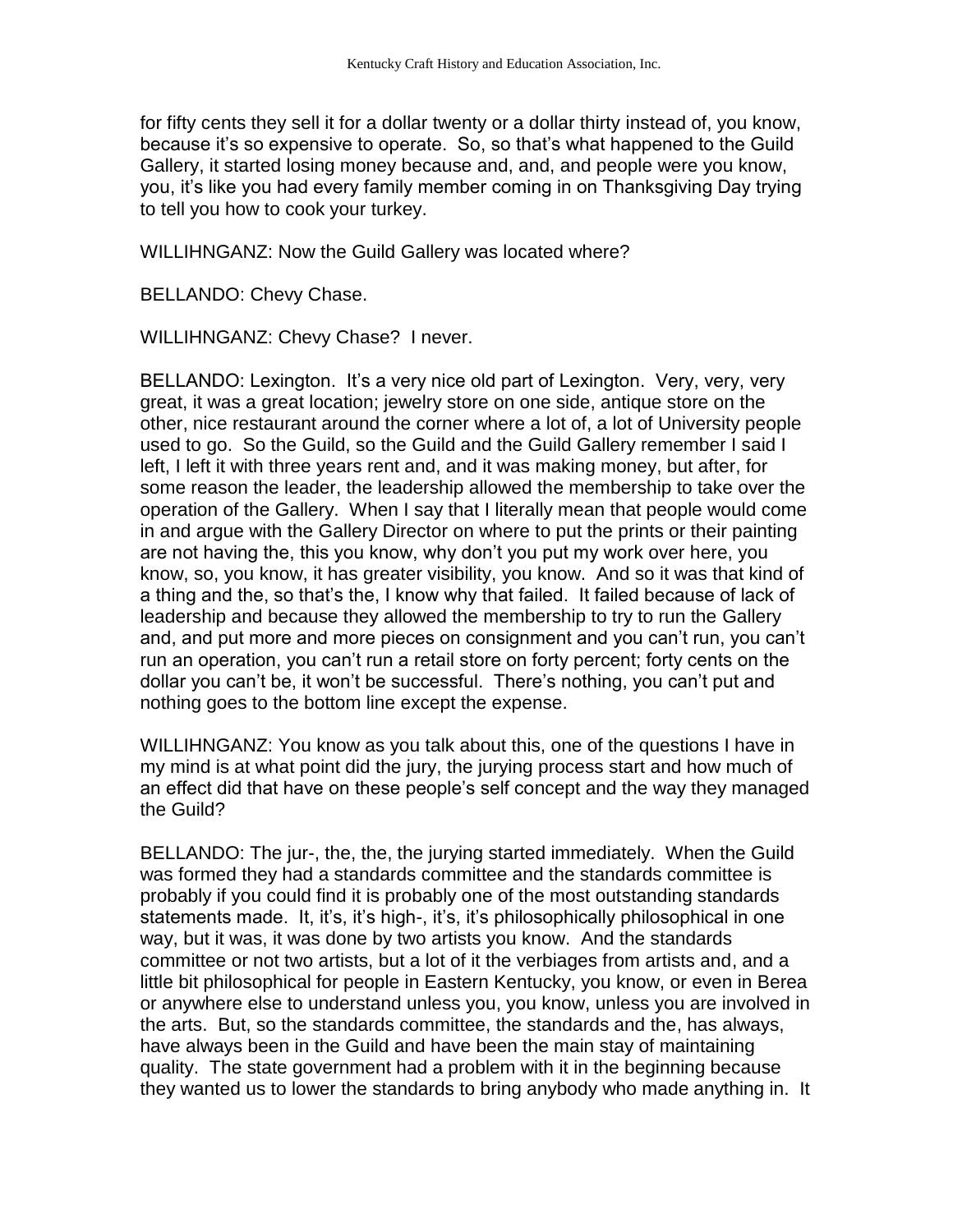for fifty cents they sell it for a dollar twenty or a dollar thirty instead of, you know, because it's so expensive to operate. So, so that's what happened to the Guild Gallery, it started losing money because and, and, and people were you know, you, it's like you had every family member coming in on Thanksgiving Day trying to tell you how to cook your turkey.

WILLIHNGANZ: Now the Guild Gallery was located where?

BELLANDO: Chevy Chase.

WILLIHNGANZ: Chevy Chase? I never.

BELLANDO: Lexington. It's a very nice old part of Lexington. Very, very, very great, it was a great location; jewelry store on one side, antique store on the other, nice restaurant around the corner where a lot of, a lot of University people used to go. So the Guild, so the Guild and the Guild Gallery remember I said I left, I left it with three years rent and, and it was making money, but after, for some reason the leader, the leadership allowed the membership to take over the operation of the Gallery. When I say that I literally mean that people would come in and argue with the Gallery Director on where to put the prints or their painting are not having the, this you know, why don't you put my work over here, you know, so, you know, it has greater visibility, you know. And so it was that kind of a thing and the, so that's the, I know why that failed. It failed because of lack of leadership and because they allowed the membership to try to run the Gallery and, and put more and more pieces on consignment and you can't run, you can't run an operation, you can't run a retail store on forty percent; forty cents on the dollar you can't be, it won't be successful. There's nothing, you can't put and nothing goes to the bottom line except the expense.

WILLIHNGANZ: You know as you talk about this, one of the questions I have in my mind is at what point did the jury, the jurying process start and how much of an effect did that have on these people's self concept and the way they managed the Guild?

BELLANDO: The jur-, the, the, the jurying started immediately. When the Guild was formed they had a standards committee and the standards committee is probably if you could find it is probably one of the most outstanding standards statements made. It, it's, it's high-, it's, it's philosophically philosophical in one way, but it was, it was done by two artists you know. And the standards committee or not two artists, but a lot of it the verbiages from artists and, and a little bit philosophical for people in Eastern Kentucky, you know, or even in Berea or anywhere else to understand unless you, you know, unless you are involved in the arts. But, so the standards committee, the standards and the, has always, have always been in the Guild and have been the main stay of maintaining quality. The state government had a problem with it in the beginning because they wanted us to lower the standards to bring anybody who made anything in. It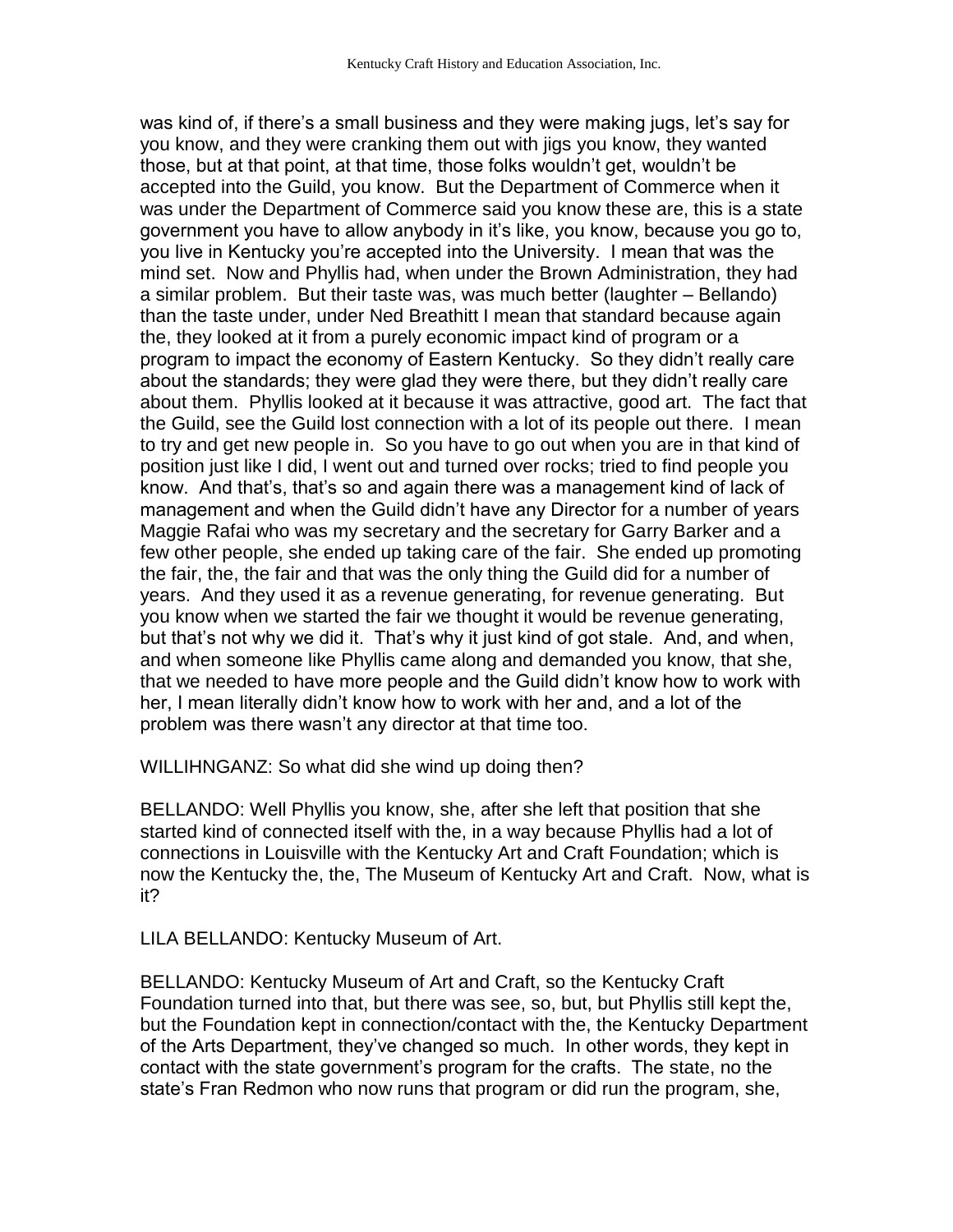was kind of, if there's a small business and they were making jugs, let's say for you know, and they were cranking them out with jigs you know, they wanted those, but at that point, at that time, those folks wouldn't get, wouldn't be accepted into the Guild, you know. But the Department of Commerce when it was under the Department of Commerce said you know these are, this is a state government you have to allow anybody in it's like, you know, because you go to, you live in Kentucky you're accepted into the University. I mean that was the mind set. Now and Phyllis had, when under the Brown Administration, they had a similar problem. But their taste was, was much better (laughter – Bellando) than the taste under, under Ned Breathitt I mean that standard because again the, they looked at it from a purely economic impact kind of program or a program to impact the economy of Eastern Kentucky. So they didn't really care about the standards; they were glad they were there, but they didn't really care about them. Phyllis looked at it because it was attractive, good art. The fact that the Guild, see the Guild lost connection with a lot of its people out there. I mean to try and get new people in. So you have to go out when you are in that kind of position just like I did, I went out and turned over rocks; tried to find people you know. And that's, that's so and again there was a management kind of lack of management and when the Guild didn't have any Director for a number of years Maggie Rafai who was my secretary and the secretary for Garry Barker and a few other people, she ended up taking care of the fair. She ended up promoting the fair, the, the fair and that was the only thing the Guild did for a number of years. And they used it as a revenue generating, for revenue generating. But you know when we started the fair we thought it would be revenue generating, but that's not why we did it. That's why it just kind of got stale. And, and when, and when someone like Phyllis came along and demanded you know, that she, that we needed to have more people and the Guild didn't know how to work with her, I mean literally didn't know how to work with her and, and a lot of the problem was there wasn't any director at that time too.

WILLIHNGANZ: So what did she wind up doing then?

BELLANDO: Well Phyllis you know, she, after she left that position that she started kind of connected itself with the, in a way because Phyllis had a lot of connections in Louisville with the Kentucky Art and Craft Foundation; which is now the Kentucky the, the, The Museum of Kentucky Art and Craft. Now, what is it?

LILA BELLANDO: Kentucky Museum of Art.

BELLANDO: Kentucky Museum of Art and Craft, so the Kentucky Craft Foundation turned into that, but there was see, so, but, but Phyllis still kept the, but the Foundation kept in connection/contact with the, the Kentucky Department of the Arts Department, they've changed so much. In other words, they kept in contact with the state government's program for the crafts. The state, no the state's Fran Redmon who now runs that program or did run the program, she,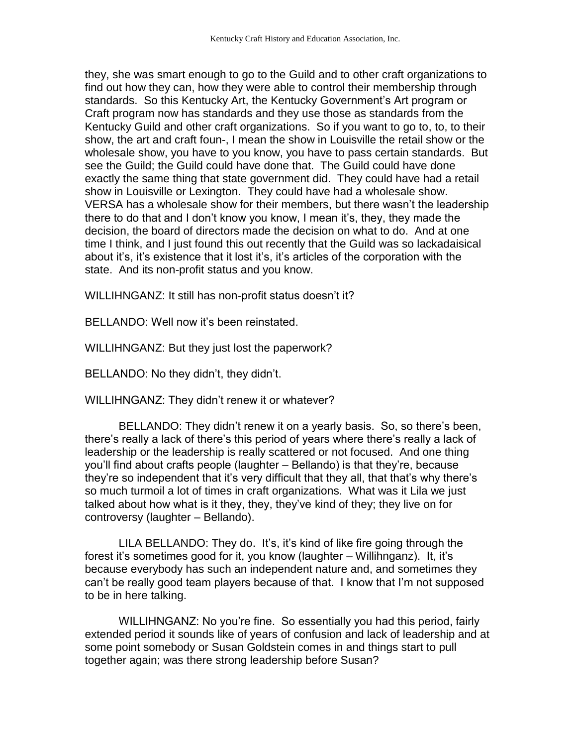they, she was smart enough to go to the Guild and to other craft organizations to find out how they can, how they were able to control their membership through standards. So this Kentucky Art, the Kentucky Government's Art program or Craft program now has standards and they use those as standards from the Kentucky Guild and other craft organizations. So if you want to go to, to, to their show, the art and craft foun-, I mean the show in Louisville the retail show or the wholesale show, you have to you know, you have to pass certain standards. But see the Guild; the Guild could have done that. The Guild could have done exactly the same thing that state government did. They could have had a retail show in Louisville or Lexington. They could have had a wholesale show. VERSA has a wholesale show for their members, but there wasn't the leadership there to do that and I don't know you know, I mean it's, they, they made the decision, the board of directors made the decision on what to do. And at one time I think, and I just found this out recently that the Guild was so lackadaisical about it's, it's existence that it lost it's, it's articles of the corporation with the state. And its non-profit status and you know.

WILLIHNGANZ: It still has non-profit status doesn't it?

BELLANDO: Well now it's been reinstated.

WILLIHNGANZ: But they just lost the paperwork?

BELLANDO: No they didn't, they didn't.

WILLIHNGANZ: They didn't renew it or whatever?

BELLANDO: They didn't renew it on a yearly basis. So, so there's been, there's really a lack of there's this period of years where there's really a lack of leadership or the leadership is really scattered or not focused. And one thing you'll find about crafts people (laughter – Bellando) is that they're, because they're so independent that it's very difficult that they all, that that's why there's so much turmoil a lot of times in craft organizations. What was it Lila we just talked about how what is it they, they, they've kind of they; they live on for controversy (laughter – Bellando).

LILA BELLANDO: They do. It's, it's kind of like fire going through the forest it's sometimes good for it, you know (laughter – Willihnganz). It, it's because everybody has such an independent nature and, and sometimes they can't be really good team players because of that. I know that I'm not supposed to be in here talking.

WILLIHNGANZ: No you're fine. So essentially you had this period, fairly extended period it sounds like of years of confusion and lack of leadership and at some point somebody or Susan Goldstein comes in and things start to pull together again; was there strong leadership before Susan?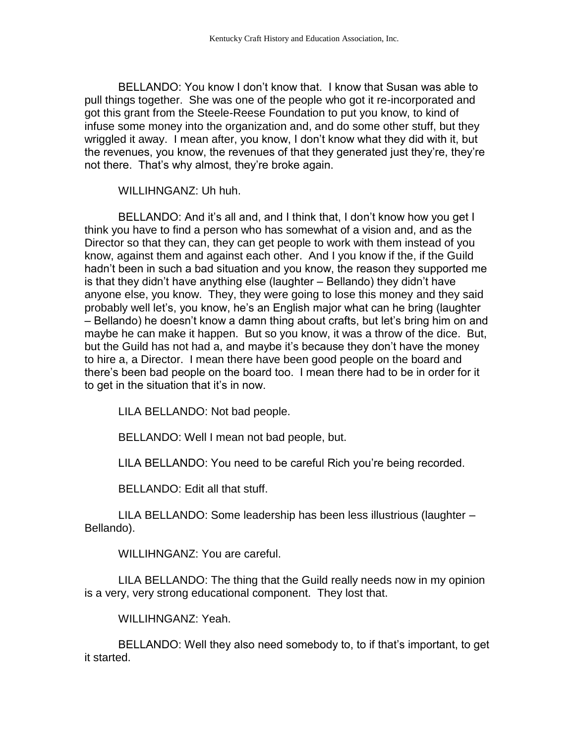BELLANDO: You know I don't know that. I know that Susan was able to pull things together. She was one of the people who got it re-incorporated and got this grant from the Steele-Reese Foundation to put you know, to kind of infuse some money into the organization and, and do some other stuff, but they wriggled it away. I mean after, you know, I don't know what they did with it, but the revenues, you know, the revenues of that they generated just they're, they're not there. That's why almost, they're broke again.

WILLIHNGANZ: Uh huh.

BELLANDO: And it's all and, and I think that, I don't know how you get I think you have to find a person who has somewhat of a vision and, and as the Director so that they can, they can get people to work with them instead of you know, against them and against each other. And I you know if the, if the Guild hadn't been in such a bad situation and you know, the reason they supported me is that they didn't have anything else (laughter – Bellando) they didn't have anyone else, you know. They, they were going to lose this money and they said probably well let's, you know, he's an English major what can he bring (laughter – Bellando) he doesn't know a damn thing about crafts, but let's bring him on and maybe he can make it happen. But so you know, it was a throw of the dice. But, but the Guild has not had a, and maybe it's because they don't have the money to hire a, a Director. I mean there have been good people on the board and there's been bad people on the board too. I mean there had to be in order for it to get in the situation that it's in now.

LILA BELLANDO: Not bad people.

BELLANDO: Well I mean not bad people, but.

LILA BELLANDO: You need to be careful Rich you're being recorded.

BELLANDO: Edit all that stuff.

LILA BELLANDO: Some leadership has been less illustrious (laughter – Bellando).

WILLIHNGANZ: You are careful.

LILA BELLANDO: The thing that the Guild really needs now in my opinion is a very, very strong educational component. They lost that.

WILLIHNGANZ: Yeah.

BELLANDO: Well they also need somebody to, to if that's important, to get it started.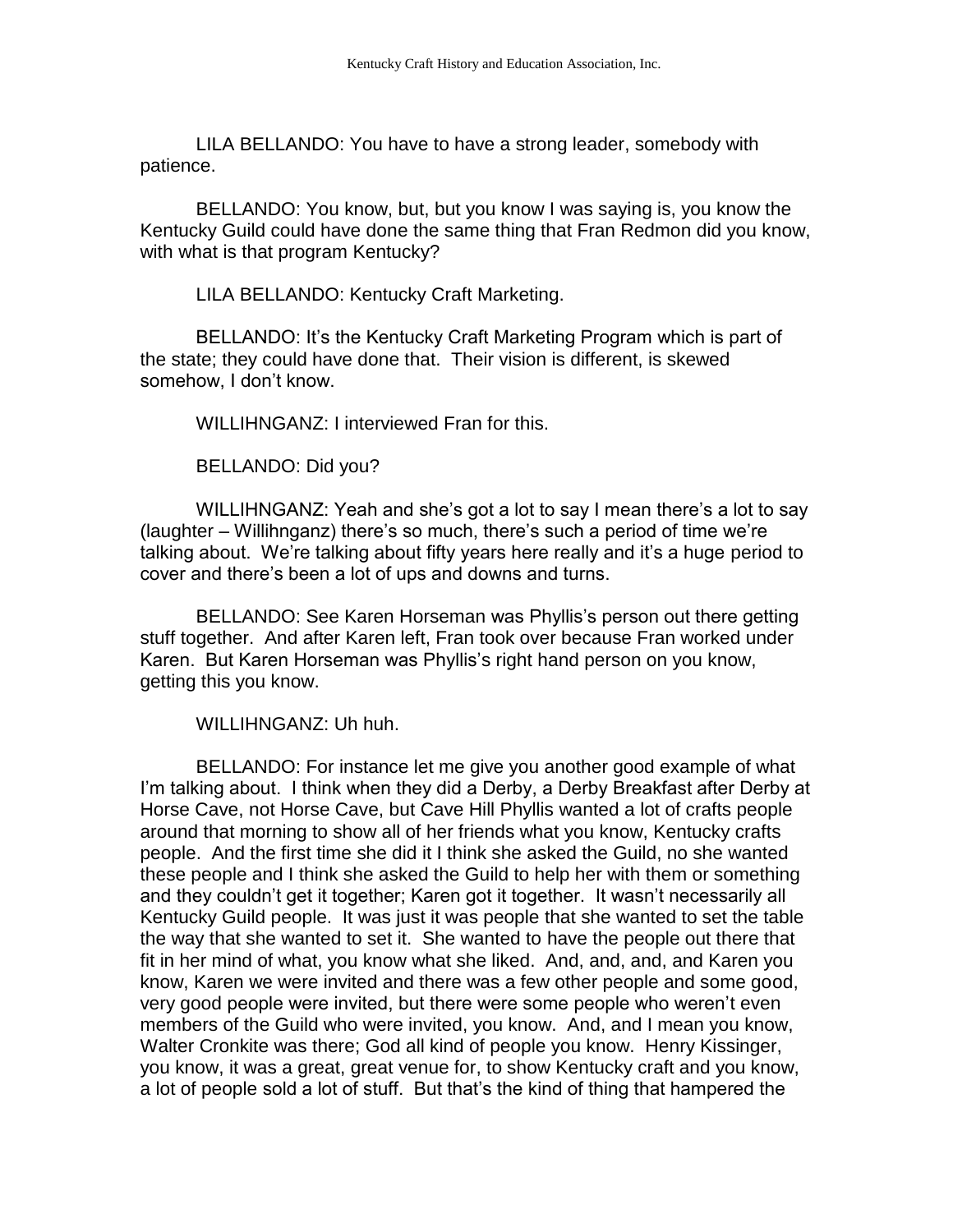LILA BELLANDO: You have to have a strong leader, somebody with patience.

BELLANDO: You know, but, but you know I was saying is, you know the Kentucky Guild could have done the same thing that Fran Redmon did you know, with what is that program Kentucky?

LILA BELLANDO: Kentucky Craft Marketing.

BELLANDO: It's the Kentucky Craft Marketing Program which is part of the state; they could have done that. Their vision is different, is skewed somehow, I don't know.

WILLIHNGANZ: I interviewed Fran for this.

BELLANDO: Did you?

WILLIHNGANZ: Yeah and she's got a lot to say I mean there's a lot to say (laughter – Willihnganz) there's so much, there's such a period of time we're talking about. We're talking about fifty years here really and it's a huge period to cover and there's been a lot of ups and downs and turns.

BELLANDO: See Karen Horseman was Phyllis's person out there getting stuff together. And after Karen left, Fran took over because Fran worked under Karen. But Karen Horseman was Phyllis's right hand person on you know, getting this you know.

WILLIHNGANZ: Uh huh.

BELLANDO: For instance let me give you another good example of what I'm talking about. I think when they did a Derby, a Derby Breakfast after Derby at Horse Cave, not Horse Cave, but Cave Hill Phyllis wanted a lot of crafts people around that morning to show all of her friends what you know, Kentucky crafts people. And the first time she did it I think she asked the Guild, no she wanted these people and I think she asked the Guild to help her with them or something and they couldn't get it together; Karen got it together. It wasn't necessarily all Kentucky Guild people. It was just it was people that she wanted to set the table the way that she wanted to set it. She wanted to have the people out there that fit in her mind of what, you know what she liked. And, and, and, and Karen you know, Karen we were invited and there was a few other people and some good, very good people were invited, but there were some people who weren't even members of the Guild who were invited, you know. And, and I mean you know, Walter Cronkite was there; God all kind of people you know. Henry Kissinger, you know, it was a great, great venue for, to show Kentucky craft and you know, a lot of people sold a lot of stuff. But that's the kind of thing that hampered the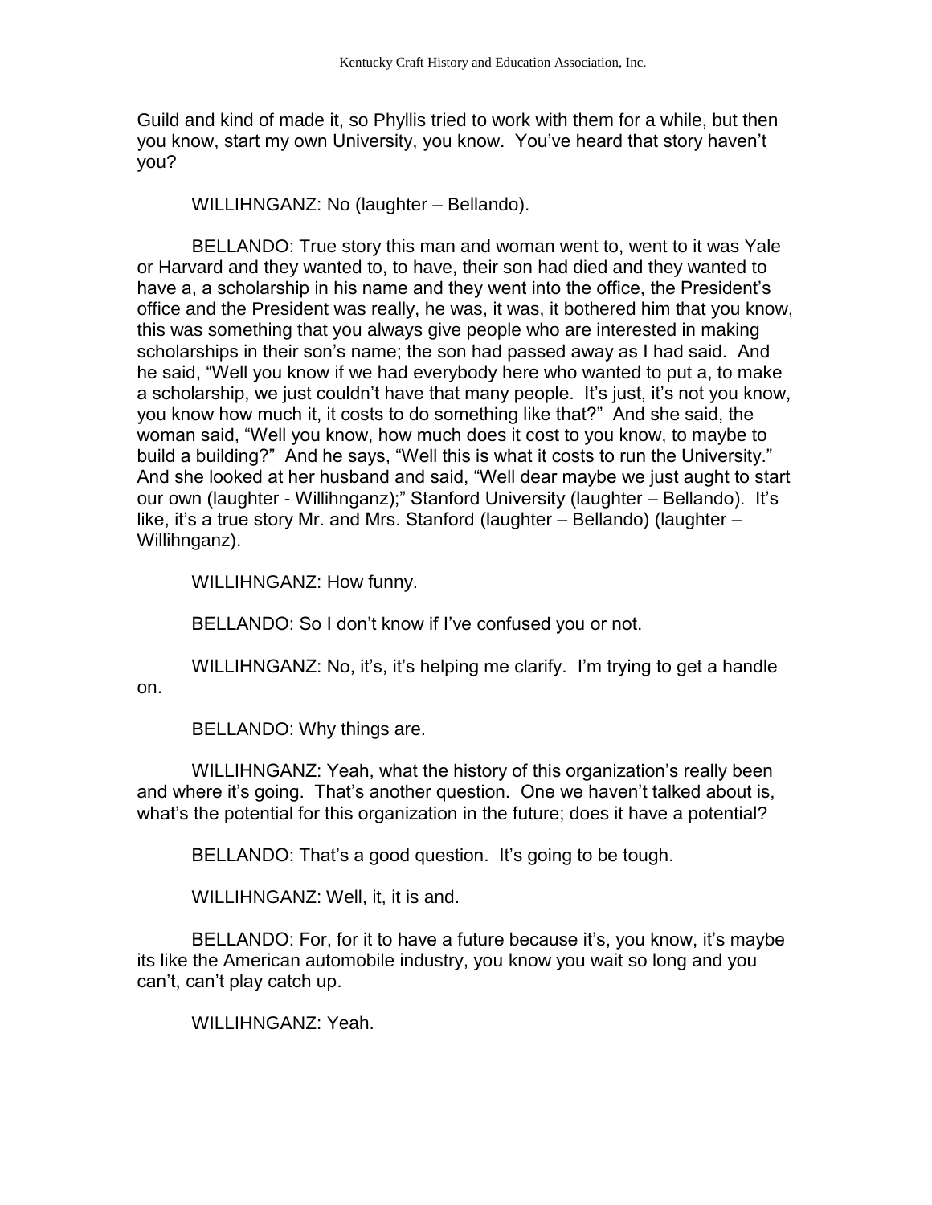Guild and kind of made it, so Phyllis tried to work with them for a while, but then you know, start my own University, you know. You've heard that story haven't you?

WILLIHNGANZ: No (laughter – Bellando).

BELLANDO: True story this man and woman went to, went to it was Yale or Harvard and they wanted to, to have, their son had died and they wanted to have a, a scholarship in his name and they went into the office, the President's office and the President was really, he was, it was, it bothered him that you know, this was something that you always give people who are interested in making scholarships in their son's name; the son had passed away as I had said. And he said, "Well you know if we had everybody here who wanted to put a, to make a scholarship, we just couldn't have that many people. It's just, it's not you know, you know how much it, it costs to do something like that?" And she said, the woman said, "Well you know, how much does it cost to you know, to maybe to build a building?" And he says, "Well this is what it costs to run the University." And she looked at her husband and said, "Well dear maybe we just aught to start our own (laughter - Willihnganz);" Stanford University (laughter – Bellando). It's like, it's a true story Mr. and Mrs. Stanford (laughter – Bellando) (laughter – Willihnganz).

WILLIHNGANZ: How funny.

BELLANDO: So I don't know if I've confused you or not.

WILLIHNGANZ: No, it's, it's helping me clarify. I'm trying to get a handle on.

BELLANDO: Why things are.

WILLIHNGANZ: Yeah, what the history of this organization's really been and where it's going. That's another question. One we haven't talked about is, what's the potential for this organization in the future; does it have a potential?

BELLANDO: That's a good question. It's going to be tough.

WILLIHNGANZ: Well, it, it is and.

BELLANDO: For, for it to have a future because it's, you know, it's maybe its like the American automobile industry, you know you wait so long and you can't, can't play catch up.

WILLIHNGANZ: Yeah.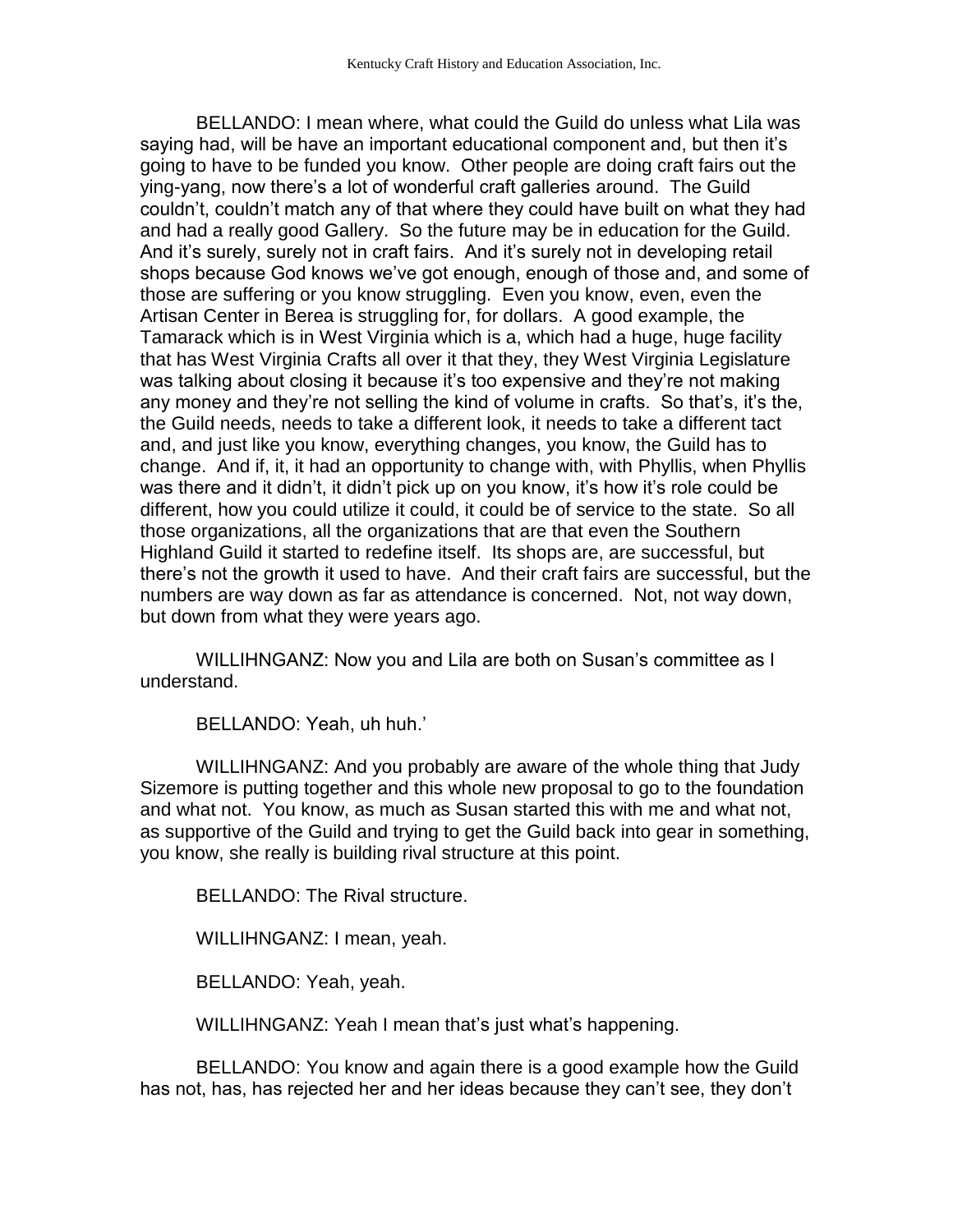BELLANDO: I mean where, what could the Guild do unless what Lila was saying had, will be have an important educational component and, but then it's going to have to be funded you know. Other people are doing craft fairs out the ying-yang, now there's a lot of wonderful craft galleries around. The Guild couldn't, couldn't match any of that where they could have built on what they had and had a really good Gallery. So the future may be in education for the Guild. And it's surely, surely not in craft fairs. And it's surely not in developing retail shops because God knows we've got enough, enough of those and, and some of those are suffering or you know struggling. Even you know, even, even the Artisan Center in Berea is struggling for, for dollars. A good example, the Tamarack which is in West Virginia which is a, which had a huge, huge facility that has West Virginia Crafts all over it that they, they West Virginia Legislature was talking about closing it because it's too expensive and they're not making any money and they're not selling the kind of volume in crafts. So that's, it's the, the Guild needs, needs to take a different look, it needs to take a different tact and, and just like you know, everything changes, you know, the Guild has to change. And if, it, it had an opportunity to change with, with Phyllis, when Phyllis was there and it didn't, it didn't pick up on you know, it's how it's role could be different, how you could utilize it could, it could be of service to the state. So all those organizations, all the organizations that are that even the Southern Highland Guild it started to redefine itself. Its shops are, are successful, but there's not the growth it used to have. And their craft fairs are successful, but the numbers are way down as far as attendance is concerned. Not, not way down, but down from what they were years ago.

WILLIHNGANZ: Now you and Lila are both on Susan's committee as I understand.

BELLANDO: Yeah, uh huh.'

WILLIHNGANZ: And you probably are aware of the whole thing that Judy Sizemore is putting together and this whole new proposal to go to the foundation and what not. You know, as much as Susan started this with me and what not, as supportive of the Guild and trying to get the Guild back into gear in something, you know, she really is building rival structure at this point.

BELLANDO: The Rival structure.

WILLIHNGANZ: I mean, yeah.

BELLANDO: Yeah, yeah.

WILLIHNGANZ: Yeah I mean that's just what's happening.

BELLANDO: You know and again there is a good example how the Guild has not, has, has rejected her and her ideas because they can't see, they don't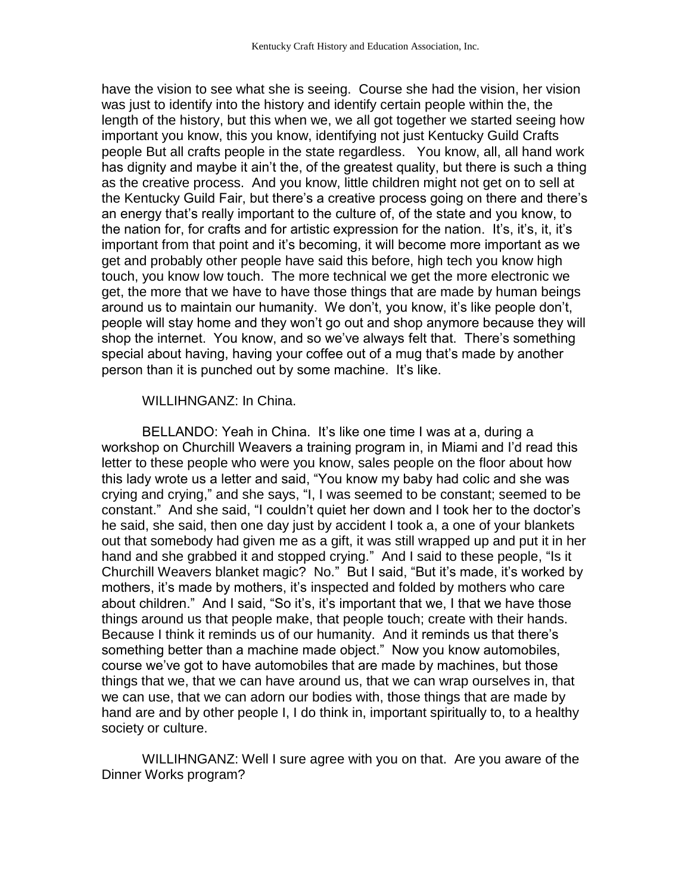have the vision to see what she is seeing. Course she had the vision, her vision was just to identify into the history and identify certain people within the, the length of the history, but this when we, we all got together we started seeing how important you know, this you know, identifying not just Kentucky Guild Crafts people But all crafts people in the state regardless. You know, all, all hand work has dignity and maybe it ain't the, of the greatest quality, but there is such a thing as the creative process. And you know, little children might not get on to sell at the Kentucky Guild Fair, but there's a creative process going on there and there's an energy that's really important to the culture of, of the state and you know, to the nation for, for crafts and for artistic expression for the nation. It's, it's, it, it's important from that point and it's becoming, it will become more important as we get and probably other people have said this before, high tech you know high touch, you know low touch. The more technical we get the more electronic we get, the more that we have to have those things that are made by human beings around us to maintain our humanity. We don't, you know, it's like people don't, people will stay home and they won't go out and shop anymore because they will shop the internet. You know, and so we've always felt that. There's something special about having, having your coffee out of a mug that's made by another person than it is punched out by some machine. It's like.

WILLIHNGANZ: In China.

BELLANDO: Yeah in China. It's like one time I was at a, during a workshop on Churchill Weavers a training program in, in Miami and I'd read this letter to these people who were you know, sales people on the floor about how this lady wrote us a letter and said, "You know my baby had colic and she was crying and crying," and she says, "I, I was seemed to be constant; seemed to be constant." And she said, "I couldn't quiet her down and I took her to the doctor's he said, she said, then one day just by accident I took a, a one of your blankets out that somebody had given me as a gift, it was still wrapped up and put it in her hand and she grabbed it and stopped crying." And I said to these people, "Is it Churchill Weavers blanket magic? No." But I said, "But it's made, it's worked by mothers, it's made by mothers, it's inspected and folded by mothers who care about children." And I said, "So it's, it's important that we, I that we have those things around us that people make, that people touch; create with their hands. Because I think it reminds us of our humanity. And it reminds us that there's something better than a machine made object." Now you know automobiles, course we've got to have automobiles that are made by machines, but those things that we, that we can have around us, that we can wrap ourselves in, that we can use, that we can adorn our bodies with, those things that are made by hand are and by other people I, I do think in, important spiritually to, to a healthy society or culture.

WILLIHNGANZ: Well I sure agree with you on that. Are you aware of the Dinner Works program?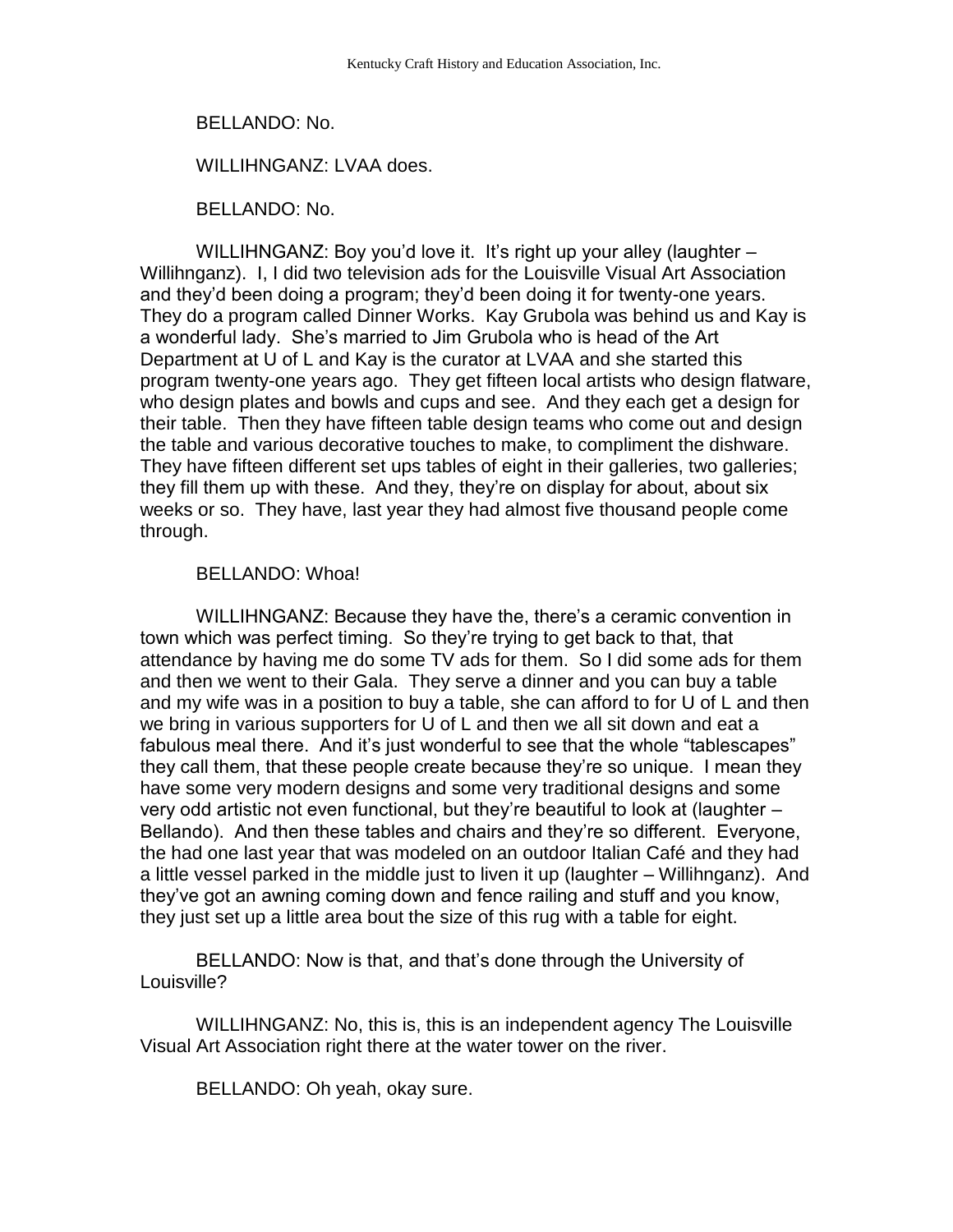BELLANDO: No.

WILLIHNGANZ: LVAA does.

BELLANDO: No.

WILLIHNGANZ: Boy you'd love it. It's right up your alley (laughter – Willihnganz). I, I did two television ads for the Louisville Visual Art Association and they'd been doing a program; they'd been doing it for twenty-one years. They do a program called Dinner Works. Kay Grubola was behind us and Kay is a wonderful lady. She's married to Jim Grubola who is head of the Art Department at U of L and Kay is the curator at LVAA and she started this program twenty-one years ago. They get fifteen local artists who design flatware, who design plates and bowls and cups and see. And they each get a design for their table. Then they have fifteen table design teams who come out and design the table and various decorative touches to make, to compliment the dishware. They have fifteen different set ups tables of eight in their galleries, two galleries; they fill them up with these. And they, they're on display for about, about six weeks or so. They have, last year they had almost five thousand people come through.

BELLANDO: Whoa!

WILLIHNGANZ: Because they have the, there's a ceramic convention in town which was perfect timing. So they're trying to get back to that, that attendance by having me do some TV ads for them. So I did some ads for them and then we went to their Gala. They serve a dinner and you can buy a table and my wife was in a position to buy a table, she can afford to for U of L and then we bring in various supporters for U of L and then we all sit down and eat a fabulous meal there. And it's just wonderful to see that the whole "tablescapes" they call them, that these people create because they're so unique. I mean they have some very modern designs and some very traditional designs and some very odd artistic not even functional, but they're beautiful to look at (laughter – Bellando). And then these tables and chairs and they're so different. Everyone, the had one last year that was modeled on an outdoor Italian Café and they had a little vessel parked in the middle just to liven it up (laughter – Willihnganz). And they've got an awning coming down and fence railing and stuff and you know, they just set up a little area bout the size of this rug with a table for eight.

BELLANDO: Now is that, and that's done through the University of Louisville?

WILLIHNGANZ: No, this is, this is an independent agency The Louisville Visual Art Association right there at the water tower on the river.

BELLANDO: Oh yeah, okay sure.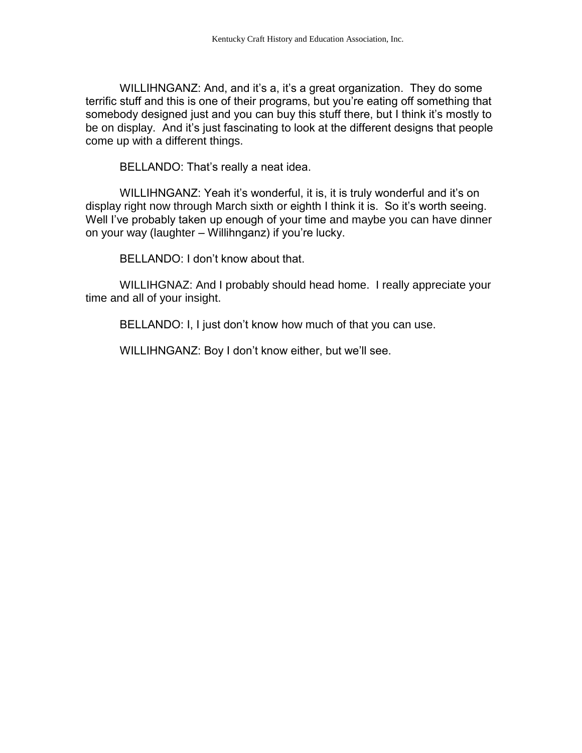WILLIHNGANZ: And, and it's a, it's a great organization. They do some terrific stuff and this is one of their programs, but you're eating off something that somebody designed just and you can buy this stuff there, but I think it's mostly to be on display. And it's just fascinating to look at the different designs that people come up with a different things.

BELLANDO: That's really a neat idea.

WILLIHNGANZ: Yeah it's wonderful, it is, it is truly wonderful and it's on display right now through March sixth or eighth I think it is. So it's worth seeing. Well I've probably taken up enough of your time and maybe you can have dinner on your way (laughter – Willihnganz) if you're lucky.

BELLANDO: I don't know about that.

WILLIHGNAZ: And I probably should head home. I really appreciate your time and all of your insight.

BELLANDO: I, I just don't know how much of that you can use.

WILLIHNGANZ: Boy I don't know either, but we'll see.